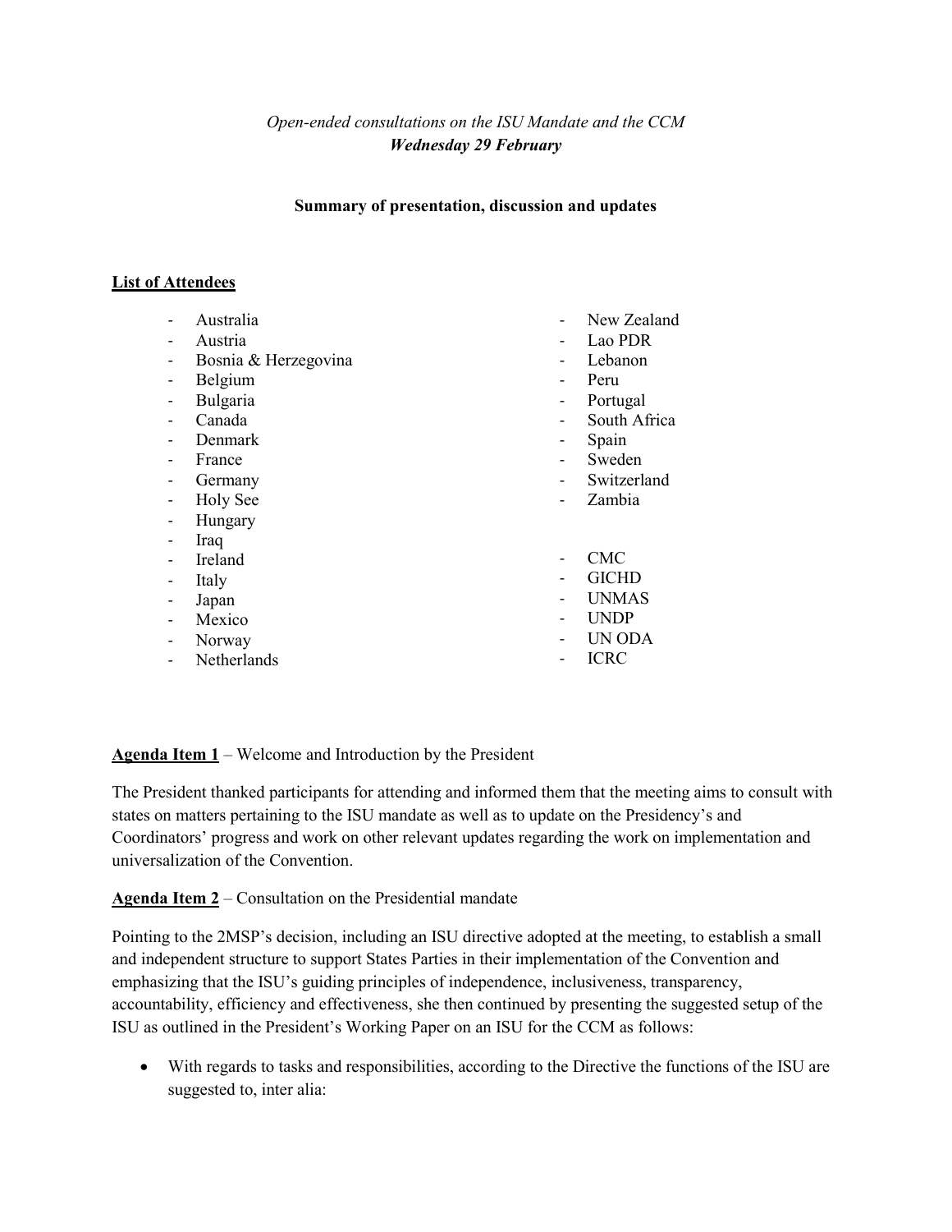*Open-ended consultations on the ISU Mandate and the CCM*
***Wednesday 29 February***

**Summary of presentation, discussion and updates**

**List of Attendees**

- Australia
- Austria
- Bosnia & Herzegovina
- Belgium
- Bulgaria
- Canada
- Denmark
- France
- Germany
- Holy See
- Hungary
- Iraq
- Ireland
- Italy
- Japan
- Mexico
- Norway
- Netherlands
- New Zealand
- Lao PDR
- Lebanon
- Peru
- Portugal
- South Africa
- Spain
- Sweden
- Switzerland
- Zambia

- CMC
- GICHD
- UNMAS
- UNDP
- UN ODA
- ICRC

**Agenda Item 1** – Welcome and Introduction by the President

The President thanked participants for attending and informed them that the meeting aims to consult with states on matters pertaining to the ISU mandate as well as to update on the Presidency's and Coordinators' progress and work on other relevant updates regarding the work on implementation and universalization of the Convention.

**Agenda Item 2** – Consultation on the Presidential mandate

Pointing to the 2MSP's decision, including an ISU directive adopted at the meeting, to establish a small and independent structure to support States Parties in their implementation of the Convention and emphasizing that the ISU's guiding principles of independence, inclusiveness, transparency, accountability, efficiency and effectiveness, she then continued by presenting the suggested setup of the ISU as outlined in the President's Working Paper on an ISU for the CCM as follows:

- With regards to tasks and responsibilities, according to the Directive the functions of the ISU are suggested to, inter alia: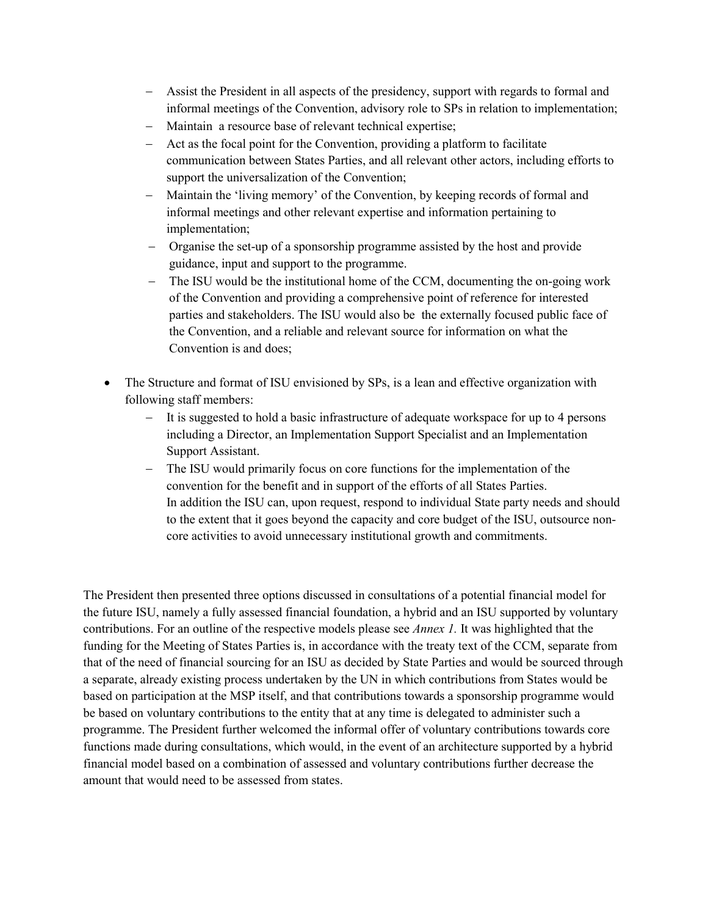- Assist the President in all aspects of the presidency, support with regards to formal and informal meetings of the Convention, advisory role to SPs in relation to implementation;
- Maintain a resource base of relevant technical expertise;
- Act as the focal point for the Convention, providing a platform to facilitate communication between States Parties, and all relevant other actors, including efforts to support the universalization of the Convention;
- Maintain the 'living memory' of the Convention, by keeping records of formal and informal meetings and other relevant expertise and information pertaining to implementation;
- Organise the set-up of a sponsorship programme assisted by the host and provide guidance, input and support to the programme.
- The ISU would be the institutional home of the CCM, documenting the on-going work of the Convention and providing a comprehensive point of reference for interested parties and stakeholders. The ISU would also be the externally focused public face of the Convention, and a reliable and relevant source for information on what the Convention is and does;

- The Structure and format of ISU envisioned by SPs, is a lean and effective organization with following staff members:
  - It is suggested to hold a basic infrastructure of adequate workspace for up to 4 persons including a Director, an Implementation Support Specialist and an Implementation Support Assistant.
  - The ISU would primarily focus on core functions for the implementation of the convention for the benefit and in support of the efforts of all States Parties. In addition the ISU can, upon request, respond to individual State party needs and should to the extent that it goes beyond the capacity and core budget of the ISU, outsource non-core activities to avoid unnecessary institutional growth and commitments.

The President then presented three options discussed in consultations of a potential financial model for the future ISU, namely a fully assessed financial foundation, a hybrid and an ISU supported by voluntary contributions. For an outline of the respective models please see *Annex 1.* It was highlighted that the funding for the Meeting of States Parties is, in accordance with the treaty text of the CCM, separate from that of the need of financial sourcing for an ISU as decided by State Parties and would be sourced through a separate, already existing process undertaken by the UN in which contributions from States would be based on participation at the MSP itself, and that contributions towards a sponsorship programme would be based on voluntary contributions to the entity that at any time is delegated to administer such a programme. The President further welcomed the informal offer of voluntary contributions towards core functions made during consultations, which would, in the event of an architecture supported by a hybrid financial model based on a combination of assessed and voluntary contributions further decrease the amount that would need to be assessed from states.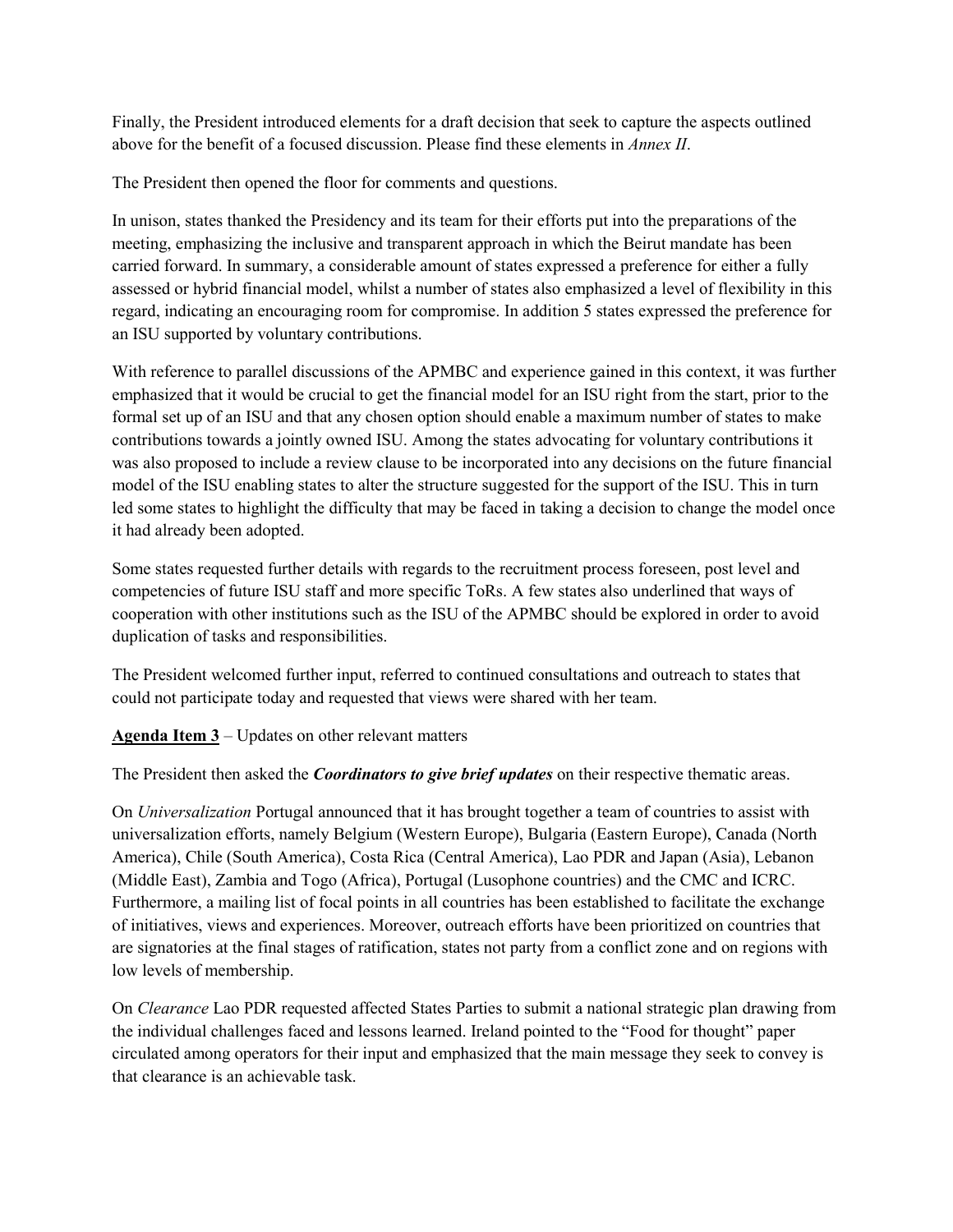Finally, the President introduced elements for a draft decision that seek to capture the aspects outlined above for the benefit of a focused discussion. Please find these elements in *Annex II*.

The President then opened the floor for comments and questions.

In unison, states thanked the Presidency and its team for their efforts put into the preparations of the meeting, emphasizing the inclusive and transparent approach in which the Beirut mandate has been carried forward. In summary, a considerable amount of states expressed a preference for either a fully assessed or hybrid financial model, whilst a number of states also emphasized a level of flexibility in this regard, indicating an encouraging room for compromise. In addition 5 states expressed the preference for an ISU supported by voluntary contributions.

With reference to parallel discussions of the APMBC and experience gained in this context, it was further emphasized that it would be crucial to get the financial model for an ISU right from the start, prior to the formal set up of an ISU and that any chosen option should enable a maximum number of states to make contributions towards a jointly owned ISU. Among the states advocating for voluntary contributions it was also proposed to include a review clause to be incorporated into any decisions on the future financial model of the ISU enabling states to alter the structure suggested for the support of the ISU. This in turn led some states to highlight the difficulty that may be faced in taking a decision to change the model once it had already been adopted.

Some states requested further details with regards to the recruitment process foreseen, post level and competencies of future ISU staff and more specific ToRs. A few states also underlined that ways of cooperation with other institutions such as the ISU of the APMBC should be explored in order to avoid duplication of tasks and responsibilities.

The President welcomed further input, referred to continued consultations and outreach to states that could not participate today and requested that views were shared with her team.

**Agenda Item 3** – Updates on other relevant matters

The President then asked the ***Coordinators to give brief updates*** on their respective thematic areas.

On *Universalization* Portugal announced that it has brought together a team of countries to assist with universalization efforts, namely Belgium (Western Europe), Bulgaria (Eastern Europe), Canada (North America), Chile (South America), Costa Rica (Central America), Lao PDR and Japan (Asia), Lebanon (Middle East), Zambia and Togo (Africa), Portugal (Lusophone countries) and the CMC and ICRC. Furthermore, a mailing list of focal points in all countries has been established to facilitate the exchange of initiatives, views and experiences. Moreover, outreach efforts have been prioritized on countries that are signatories at the final stages of ratification, states not party from a conflict zone and on regions with low levels of membership.

On *Clearance* Lao PDR requested affected States Parties to submit a national strategic plan drawing from the individual challenges faced and lessons learned. Ireland pointed to the "Food for thought" paper circulated among operators for their input and emphasized that the main message they seek to convey is that clearance is an achievable task.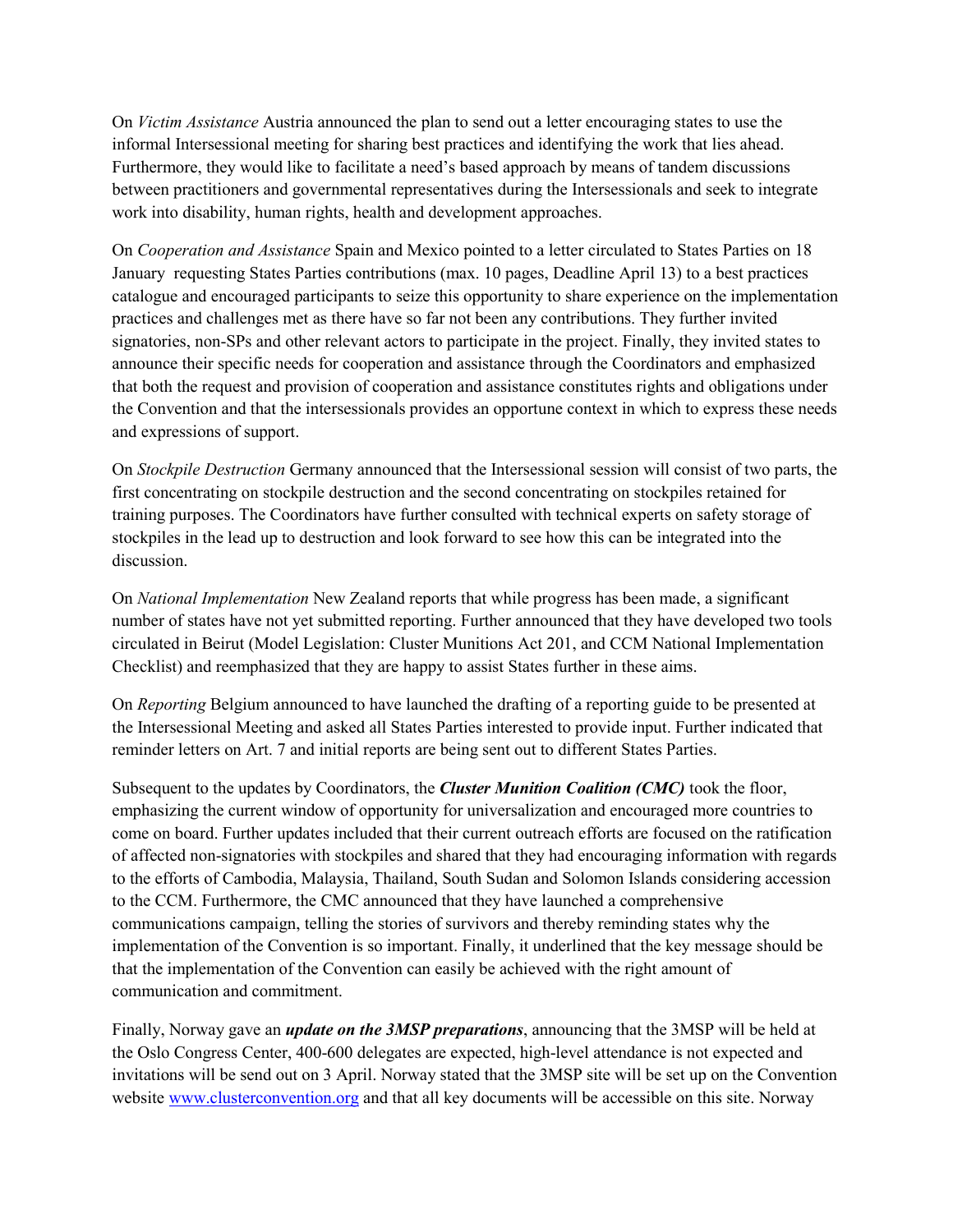On *Victim Assistance* Austria announced the plan to send out a letter encouraging states to use the informal Intersessional meeting for sharing best practices and identifying the work that lies ahead. Furthermore, they would like to facilitate a need's based approach by means of tandem discussions between practitioners and governmental representatives during the Intersessionals and seek to integrate work into disability, human rights, health and development approaches.

On *Cooperation and Assistance* Spain and Mexico pointed to a letter circulated to States Parties on 18 January requesting States Parties contributions (max. 10 pages, Deadline April 13) to a best practices catalogue and encouraged participants to seize this opportunity to share experience on the implementation practices and challenges met as there have so far not been any contributions. They further invited signatories, non-SPs and other relevant actors to participate in the project. Finally, they invited states to announce their specific needs for cooperation and assistance through the Coordinators and emphasized that both the request and provision of cooperation and assistance constitutes rights and obligations under the Convention and that the intersessionals provides an opportune context in which to express these needs and expressions of support.

On *Stockpile Destruction* Germany announced that the Intersessional session will consist of two parts, the first concentrating on stockpile destruction and the second concentrating on stockpiles retained for training purposes. The Coordinators have further consulted with technical experts on safety storage of stockpiles in the lead up to destruction and look forward to see how this can be integrated into the discussion.

On *National Implementation* New Zealand reports that while progress has been made, a significant number of states have not yet submitted reporting. Further announced that they have developed two tools circulated in Beirut (Model Legislation: Cluster Munitions Act 201, and CCM National Implementation Checklist) and reemphasized that they are happy to assist States further in these aims.

On *Reporting* Belgium announced to have launched the drafting of a reporting guide to be presented at the Intersessional Meeting and asked all States Parties interested to provide input. Further indicated that reminder letters on Art. 7 and initial reports are being sent out to different States Parties.

Subsequent to the updates by Coordinators, the ***Cluster Munition Coalition (CMC)*** took the floor, emphasizing the current window of opportunity for universalization and encouraged more countries to come on board. Further updates included that their current outreach efforts are focused on the ratification of affected non-signatories with stockpiles and shared that they had encouraging information with regards to the efforts of Cambodia, Malaysia, Thailand, South Sudan and Solomon Islands considering accession to the CCM. Furthermore, the CMC announced that they have launched a comprehensive communications campaign, telling the stories of survivors and thereby reminding states why the implementation of the Convention is so important. Finally, it underlined that the key message should be that the implementation of the Convention can easily be achieved with the right amount of communication and commitment.

Finally, Norway gave an ***update on the 3MSP preparations***, announcing that the 3MSP will be held at the Oslo Congress Center, 400-600 delegates are expected, high-level attendance is not expected and invitations will be send out on 3 April. Norway stated that the 3MSP site will be set up on the Convention website [www.clusterconvention.org](http://www.clusterconvention.org) and that all key documents will be accessible on this site. Norway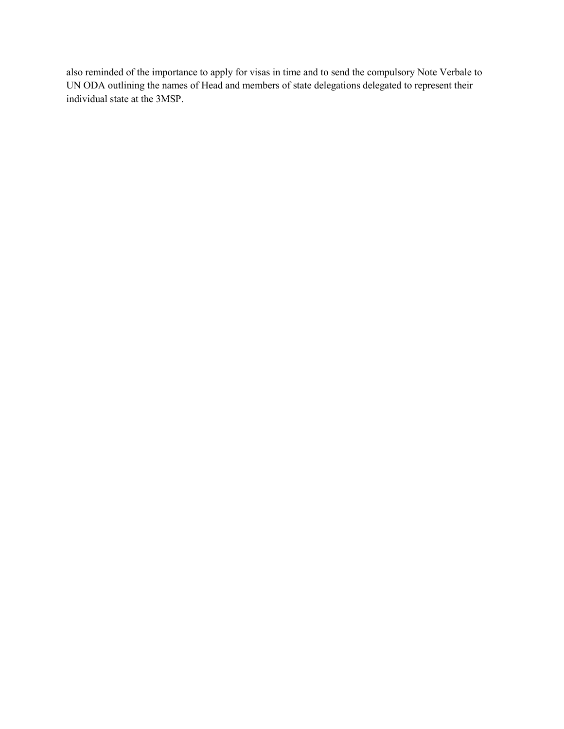also reminded of the importance to apply for visas in time and to send the compulsory Note Verbale to UN ODA outlining the names of Head and members of state delegations delegated to represent their individual state at the 3MSP.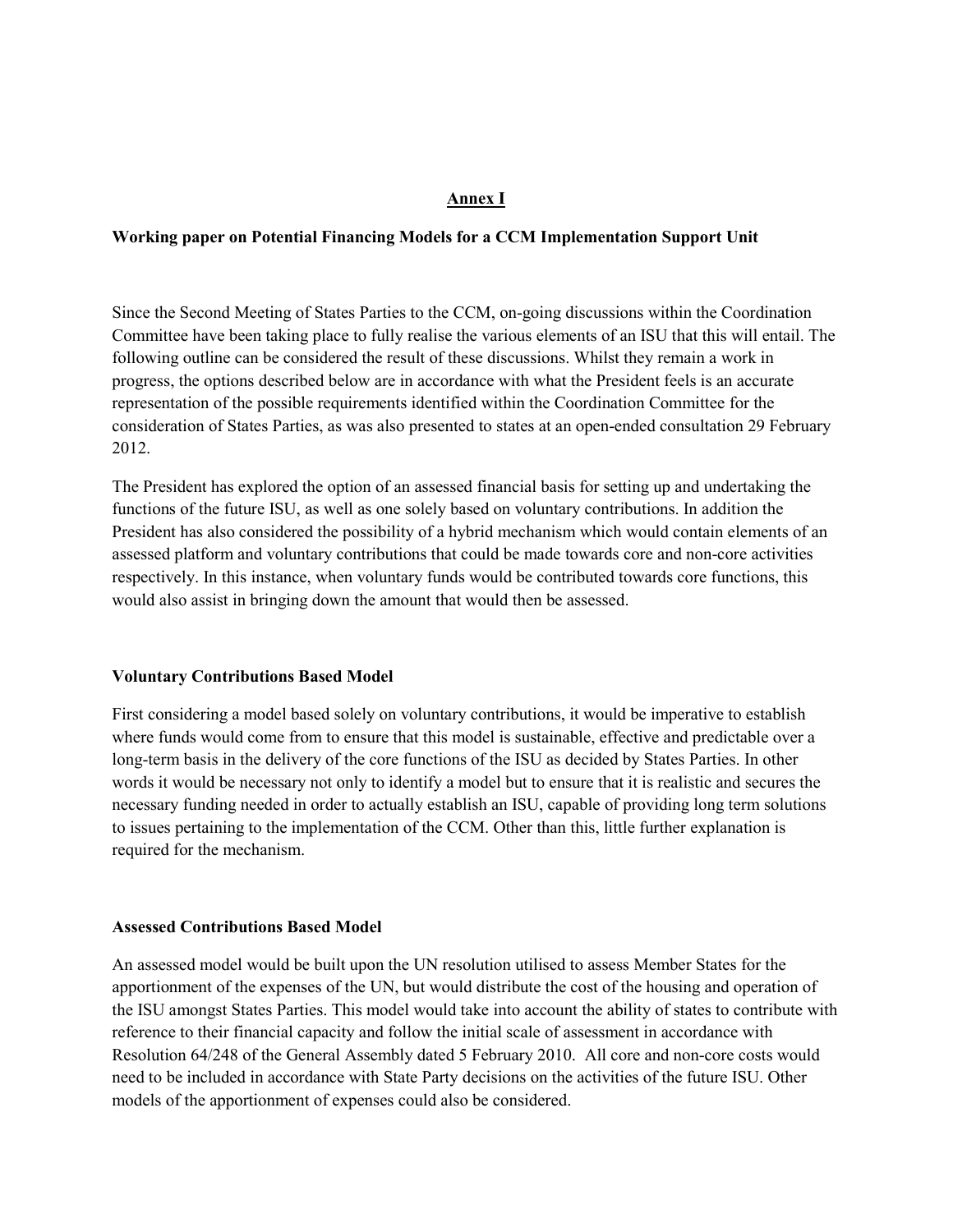## Annex I

### Working paper on Potential Financing Models for a CCM Implementation Support Unit

Since the Second Meeting of States Parties to the CCM, on-going discussions within the Coordination Committee have been taking place to fully realise the various elements of an ISU that this will entail. The following outline can be considered the result of these discussions. Whilst they remain a work in progress, the options described below are in accordance with what the President feels is an accurate representation of the possible requirements identified within the Coordination Committee for the consideration of States Parties, as was also presented to states at an open-ended consultation 29 February 2012.

The President has explored the option of an assessed financial basis for setting up and undertaking the functions of the future ISU, as well as one solely based on voluntary contributions. In addition the President has also considered the possibility of a hybrid mechanism which would contain elements of an assessed platform and voluntary contributions that could be made towards core and non-core activities respectively. In this instance, when voluntary funds would be contributed towards core functions, this would also assist in bringing down the amount that would then be assessed.

### Voluntary Contributions Based Model

First considering a model based solely on voluntary contributions, it would be imperative to establish where funds would come from to ensure that this model is sustainable, effective and predictable over a long-term basis in the delivery of the core functions of the ISU as decided by States Parties. In other words it would be necessary not only to identify a model but to ensure that it is realistic and secures the necessary funding needed in order to actually establish an ISU, capable of providing long term solutions to issues pertaining to the implementation of the CCM. Other than this, little further explanation is required for the mechanism.

### Assessed Contributions Based Model

An assessed model would be built upon the UN resolution utilised to assess Member States for the apportionment of the expenses of the UN, but would distribute the cost of the housing and operation of the ISU amongst States Parties. This model would take into account the ability of states to contribute with reference to their financial capacity and follow the initial scale of assessment in accordance with Resolution 64/248 of the General Assembly dated 5 February 2010. All core and non-core costs would need to be included in accordance with State Party decisions on the activities of the future ISU. Other models of the apportionment of expenses could also be considered.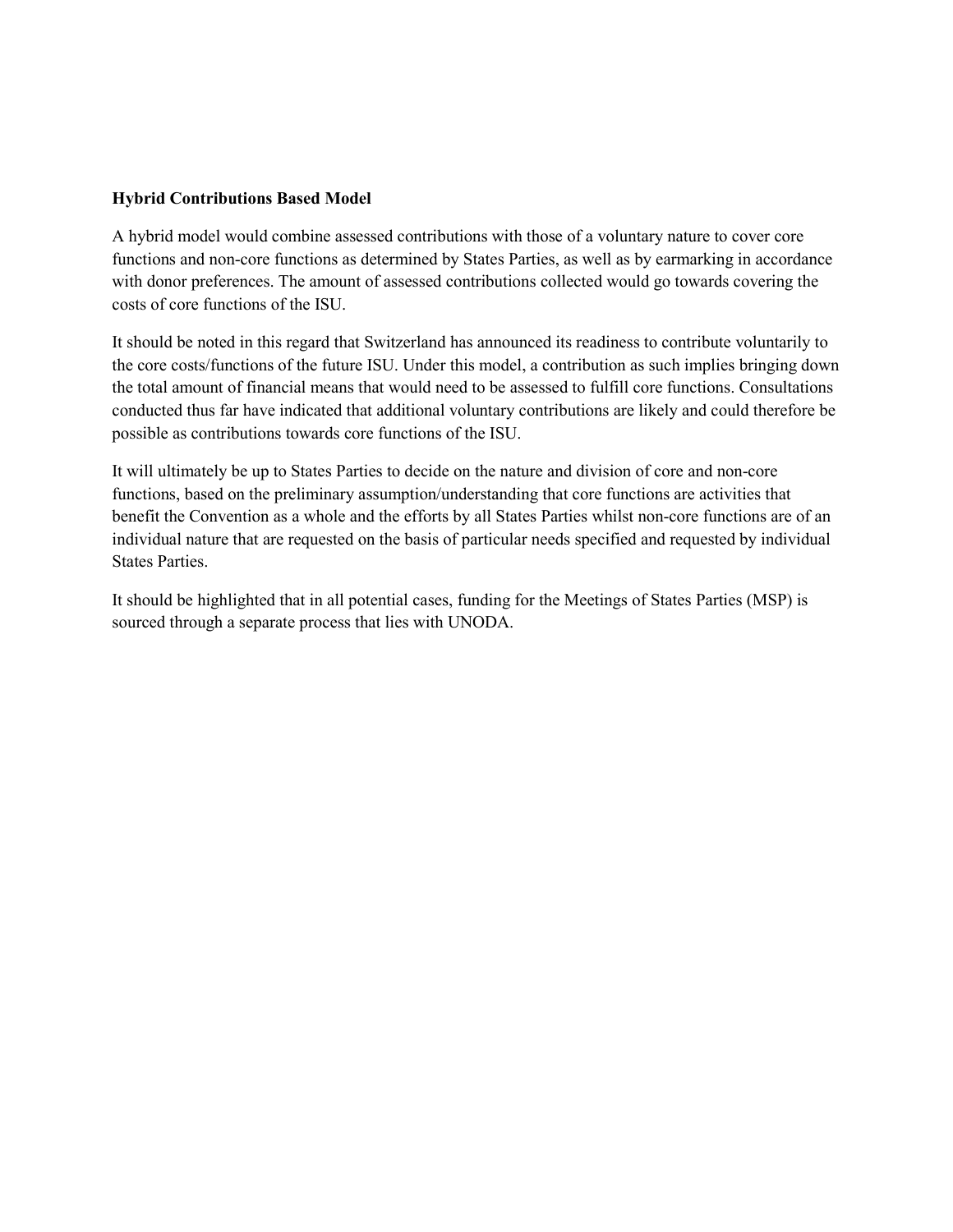**Hybrid Contributions Based Model**

A hybrid model would combine assessed contributions with those of a voluntary nature to cover core functions and non-core functions as determined by States Parties, as well as by earmarking in accordance with donor preferences. The amount of assessed contributions collected would go towards covering the costs of core functions of the ISU.

It should be noted in this regard that Switzerland has announced its readiness to contribute voluntarily to the core costs/functions of the future ISU. Under this model, a contribution as such implies bringing down the total amount of financial means that would need to be assessed to fulfill core functions. Consultations conducted thus far have indicated that additional voluntary contributions are likely and could therefore be possible as contributions towards core functions of the ISU.

It will ultimately be up to States Parties to decide on the nature and division of core and non-core functions, based on the preliminary assumption/understanding that core functions are activities that benefit the Convention as a whole and the efforts by all States Parties whilst non-core functions are of an individual nature that are requested on the basis of particular needs specified and requested by individual States Parties.

It should be highlighted that in all potential cases, funding for the Meetings of States Parties (MSP) is sourced through a separate process that lies with UNODA.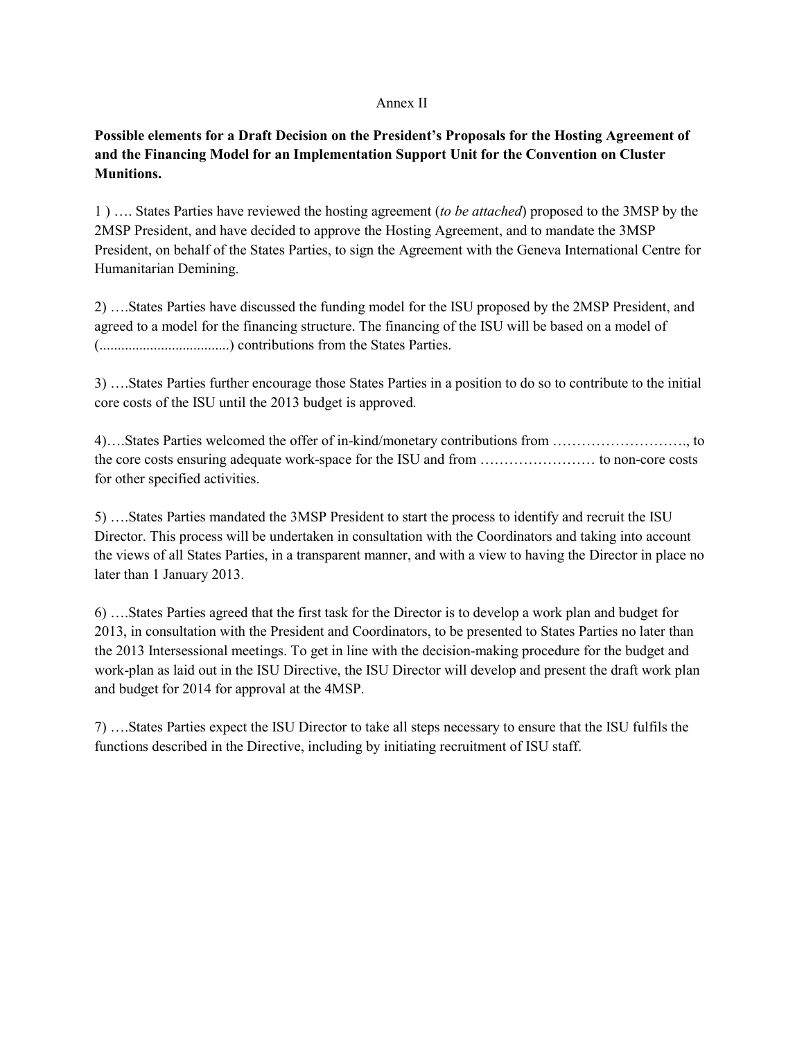Annex II

**Possible elements for a Draft Decision on the President's Proposals for the Hosting Agreement of and the Financing Model for an Implementation Support Unit for the Convention on Cluster Munitions.**

1 ) …. States Parties have reviewed the hosting agreement (*to be attached*) proposed to the 3MSP by the 2MSP President, and have decided to approve the Hosting Agreement, and to mandate the 3MSP President, on behalf of the States Parties, to sign the Agreement with the Geneva International Centre for Humanitarian Demining.

2) ….States Parties have discussed the funding model for the ISU proposed by the 2MSP President, and agreed to a model for the financing structure. The financing of the ISU will be based on a model of (....................................) contributions from the States Parties.

3) ….States Parties further encourage those States Parties in a position to do so to contribute to the initial core costs of the ISU until the 2013 budget is approved.

4)….States Parties welcomed the offer of in-kind/monetary contributions from ………………………., to the core costs ensuring adequate work-space for the ISU and from …………………… to non-core costs for other specified activities.

5) ….States Parties mandated the 3MSP President to start the process to identify and recruit the ISU Director. This process will be undertaken in consultation with the Coordinators and taking into account the views of all States Parties, in a transparent manner, and with a view to having the Director in place no later than 1 January 2013.

6) ….States Parties agreed that the first task for the Director is to develop a work plan and budget for 2013, in consultation with the President and Coordinators, to be presented to States Parties no later than the 2013 Intersessional meetings. To get in line with the decision-making procedure for the budget and work-plan as laid out in the ISU Directive, the ISU Director will develop and present the draft work plan and budget for 2014 for approval at the 4MSP.

7) ….States Parties expect the ISU Director to take all steps necessary to ensure that the ISU fulfils the functions described in the Directive, including by initiating recruitment of ISU staff.